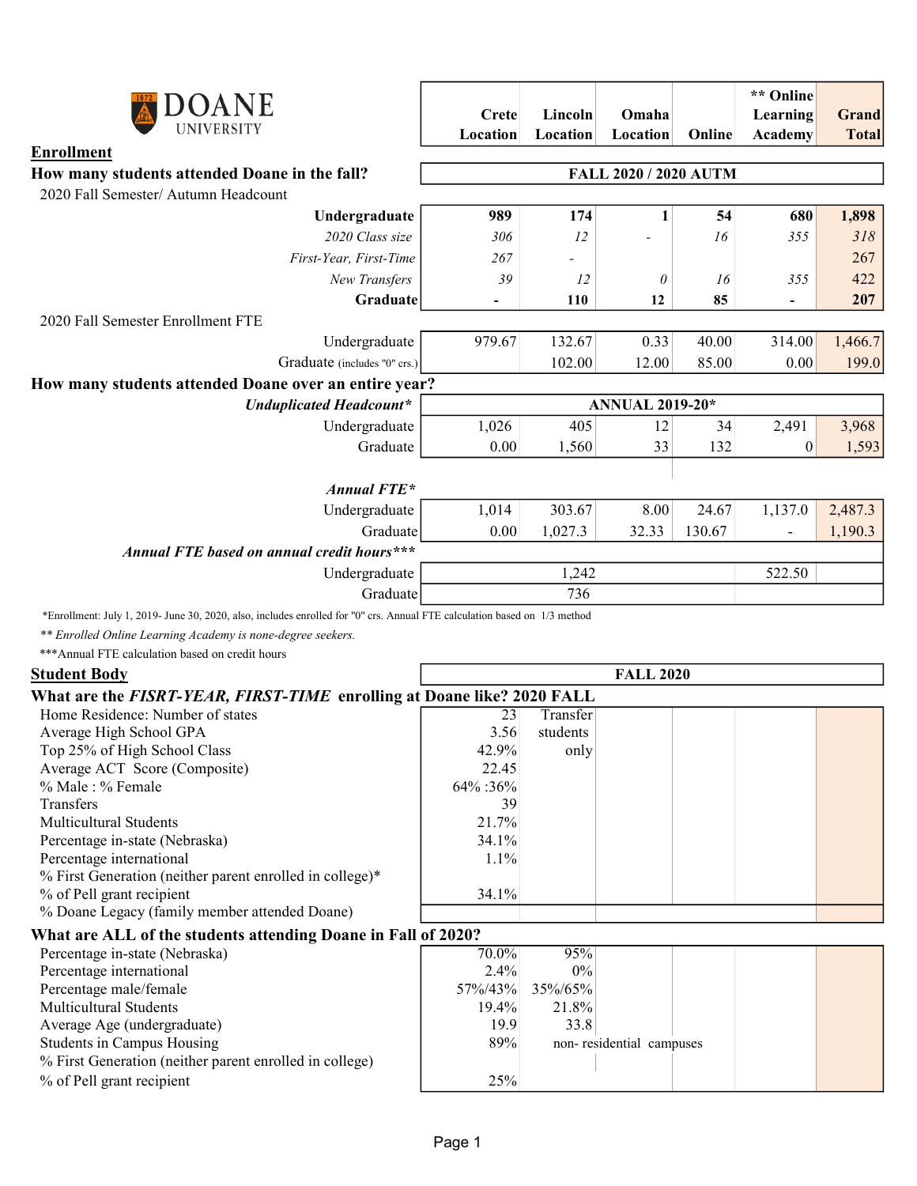# DOANE UNIVERSITY

## Enrollment

| | Crete Location | Lincoln Location | Omaha Location | Online | ** Online Learning Academy | Grand Total |
|---|---|---|---|---|---|---|
| **How many students attended Doane in the fall?** | **FALL 2020 / 2020 AUTM** | | | | | |
| 2020 Fall Semester/ Autumn Headcount | | | | | | |
| **Undergraduate** | **989** | **174** | **1** | **54** | **680** | **1,898** |
| *2020 Class size* | *306* | *12* | *-* | *16* | *355* | *318* |
| *First-Year, First-Time* | *267* | *-* | | | | 267 |
| *New Transfers* | *39* | *12* | *0* | *16* | *355* | 422 |
| **Graduate** | **-** | **110** | **12** | **85** | **-** | **207** |
| 2020 Fall Semester Enrollment FTE | | | | | | |
| Undergraduate | 979.67 | 132.67 | 0.33 | 40.00 | 314.00 | 1,466.7 |
| Graduate (includes "0" crs.) | | 102.00 | 12.00 | 85.00 | 0.00 | 199.0 |
| **How many students attended Doane over an entire year?** | **ANNUAL 2019-20*** | | | | | |
| ***Unduplicated Headcount**** | | | | | | |
| Undergraduate | 1,026 | 405 | 12 | 34 | 2,491 | 3,968 |
| Graduate | 0.00 | 1,560 | 33 | 132 | 0 | 1,593 |
| ***Annual FTE**** | | | | | | |
| Undergraduate | 1,014 | 303.67 | 8.00 | 24.67 | 1,137.0 | 2,487.3 |
| Graduate | 0.00 | 1,027.3 | 32.33 | 130.67 | - | 1,190.3 |
| ***Annual FTE based on annual credit hours**** | | | | | | |
| Undergraduate | 1,242 | | | | 522.50 | |
| Graduate | 736 | | | | | |

*Enrollment: July 1, 2019- June 30, 2020, also, includes enrolled for "0" crs. Annual FTE calculation based on 1/3 method

*** Enrolled Online Learning Academy is none-degree seekers.*

***Annual FTE calculation based on credit hours

## Student Body

| | FALL 2020 | | | | | |
|---|---|---|---|---|---|---|
| **What are the *FISRT-YEAR, FIRST-TIME* enrolling at Doane like? 2020 FALL** | | | | | | |
| Home Residence: Number of states | 23 | Transfer students only | | | | |
| Average High School GPA | 3.56 | | | | | |
| Top 25% of High School Class | 42.9% | | | | | |
| Average ACT Score (Composite) | 22.45 | | | | | |
| % Male : % Female | 64% :36% | | | | | |
| Transfers | 39 | | | | | |
| Multicultural Students | 21.7% | | | | | |
| Percentage in-state (Nebraska) | 34.1% | | | | | |
| Percentage international | 1.1% | | | | | |
| % First Generation (neither parent enrolled in college)* | | | | | | |
| % of Pell grant recipient | 34.1% | | | | | |
| % Doane Legacy (family member attended Doane) | | | | | | |
| **What are ALL of the students attending Doane in Fall of 2020?** | | | | | | |
| Percentage in-state (Nebraska) | 70.0% | 95% | | | | |
| Percentage international | 2.4% | 0% | | | | |
| Percentage male/female | 57%/43% | 35%/65% | | | | |
| Multicultural Students | 19.4% | 21.8% | | | | |
| Average Age (undergraduate) | 19.9 | 33.8 | | | | |
| Students in Campus Housing | 89% | non- residential campuses | | | | |
| % First Generation (neither parent enrolled in college) | | | | | | |
| % of Pell grant recipient | 25% | | | | | |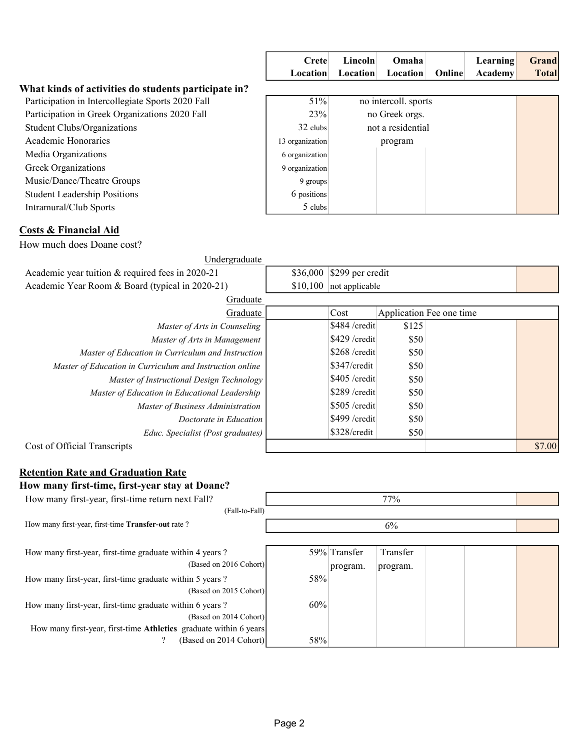| | Crete Location | Lincoln Location | Omaha Location | Online | Learning Academy | Grand Total |
|---|---|---|---|---|---|---|
| **What kinds of activities do students participate in?** | | | | | | |
| Participation in Intercollegiate Sports 2020 Fall | 51% | no intercoll. sports | | | | |
| Participation in Greek Organizations 2020 Fall | 23% | no Greek orgs. | | | | |
| Student Clubs/Organizations | 32 clubs | not a residential | | | | |
| Academic Honoraries | 13 organization | program | | | | |
| Media Organizations | 6 organization | | | | | |
| Greek Organizations | 9 organization | | | | | |
| Music/Dance/Theatre Groups | 9 groups | | | | | |
| Student Leadership Positions | 6 positions | | | | | |
| Intramural/Club Sports | 5 clubs | | | | | |

## Costs & Financial Aid

How much does Doane cost?

| Undergraduate | | | | |
|---|---|---|---|---|
| Academic year tuition & required fees in 2020-21 | $36,000 | $299 per credit | | |
| Academic Year Room & Board (typical in 2020-21) | $10,100 | not applicable | | |

| Graduate | | Cost | Application Fee one time | |
|---|---|---|---|---|
| *Master of Arts in Counseling* | | $484 /credit | $125 | |
| *Master of Arts in Management* | | $429 /credit | $50 | |
| *Master of Education in Curriculum and Instruction* | | $268 /credit | $50 | |
| *Master of Education in Curriculum and Instruction online* | | $347/credit | $50 | |
| *Master of Instructional Design Technology* | | $405 /credit | $50 | |
| *Master of Education in Educational Leadership* | | $289 /credit | $50 | |
| *Master of Business Administration* | | $505 /credit | $50 | |
| *Doctorate in Education* | | $499 /credit | $50 | |
| *Educ. Specialist (Post graduates)* | | $328/credit | $50 | |
| Cost of Official Transcripts | | | | $7.00 |

## Retention Rate and Graduation Rate

**How many first-time, first-year stay at Doane?**

| | | | |
|---|---|---|---|
| How many first-year, first-time return next Fall? (Fall-to-Fall) | 77% | | |
| How many first-year, first-time **Transfer-out** rate ? | 6% | | |
| How many first-year, first-time graduate within 4 years ? (Based on 2016 Cohort) | 59% | Transfer program. | Transfer program. |
| How many first-year, first-time graduate within 5 years ? (Based on 2015 Cohort) | 58% | | |
| How many first-year, first-time graduate within 6 years ? (Based on 2014 Cohort) | 60% | | |
| How many first-year, first-time **Athletics** graduate within 6 years ? (Based on 2014 Cohort) | 58% | | |